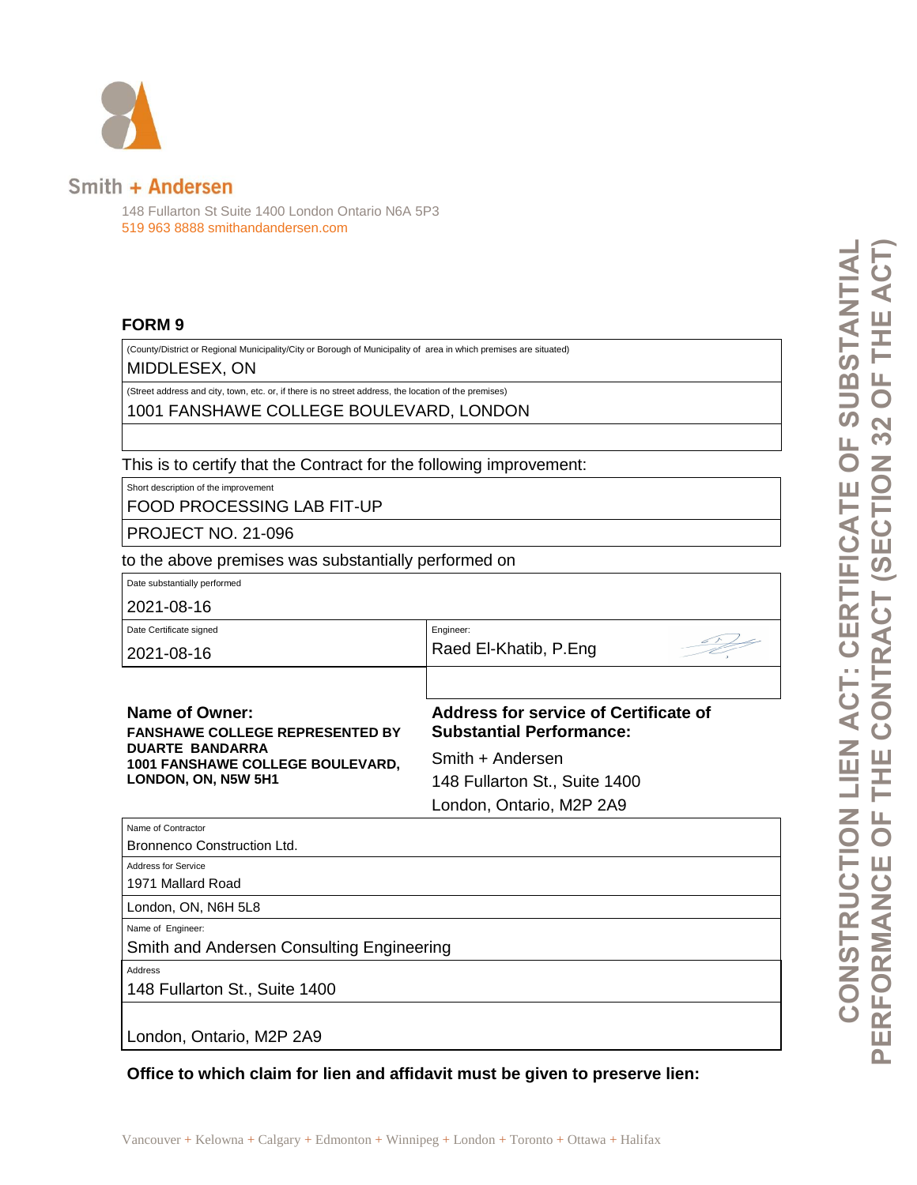Smith + Andersen

148 Fullarton St Suite 1400 London Ontario N6A 5P3
519 963 8888 smithandandersen.com

**CONSTRUCTION LIEN ACT: CERTIFICATE OF SUBSTANTIAL PERFORMANCE OF THE CONTRACT (SECTION 32 OF THE ACT)**

## FORM 9

(County/District or Regional Municipality/City or Borough of Municipality of area in which premises are situated)
MIDDLESEX, ON

(Street address and city, town, etc. or, if there is no street address, the location of the premises)
1001 FANSHAWE COLLEGE BOULEVARD, LONDON

This is to certify that the Contract for the following improvement:

Short description of the improvement
FOOD PROCESSING LAB FIT-UP
PROJECT NO. 21-096

to the above premises was substantially performed on

Date substantially performed
2021-08-16

| Date Certificate signed | Engineer: |
|---|---|
| 2021-08-16 | Raed El-Khatib, P.Eng |

**Name of Owner:**
**FANSHAWE COLLEGE REPRESENTED BY DUARTE BANDARRA**
**1001 FANSHAWE COLLEGE BOULEVARD, LONDON, ON, N5W 5H1**

**Address for service of Certificate of Substantial Performance:**
Smith + Andersen
148 Fullarton St., Suite 1400
London, Ontario, M2P 2A9

Name of Contractor
Bronnenco Construction Ltd.

Address for Service
1971 Mallard Road
London, ON, N6H 5L8

Name of Engineer:
Smith and Andersen Consulting Engineering

Address
148 Fullarton St., Suite 1400

London, Ontario, M2P 2A9

**Office to which claim for lien and affidavit must be given to preserve lien:**

Vancouver + Kelowna + Calgary + Edmonton + Winnipeg + London + Toronto + Ottawa + Halifax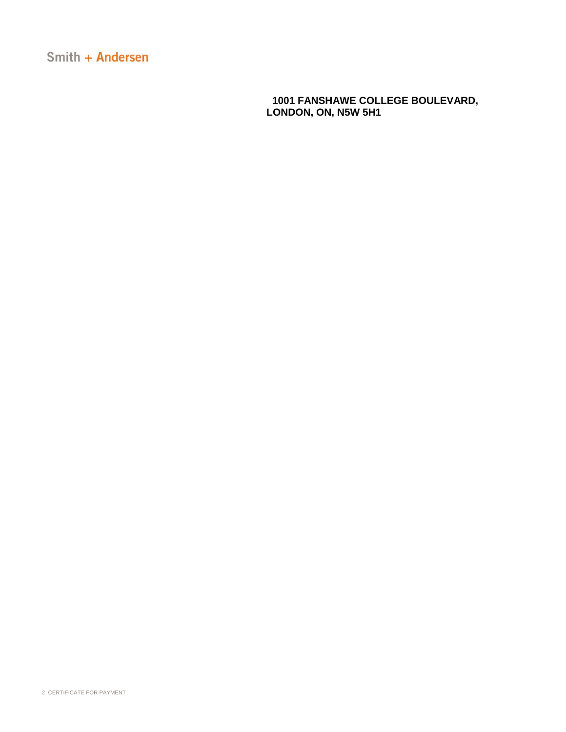Smith + Andersen

**1001 FANSHAWE COLLEGE BOULEVARD,**
**LONDON, ON, N5W 5H1**